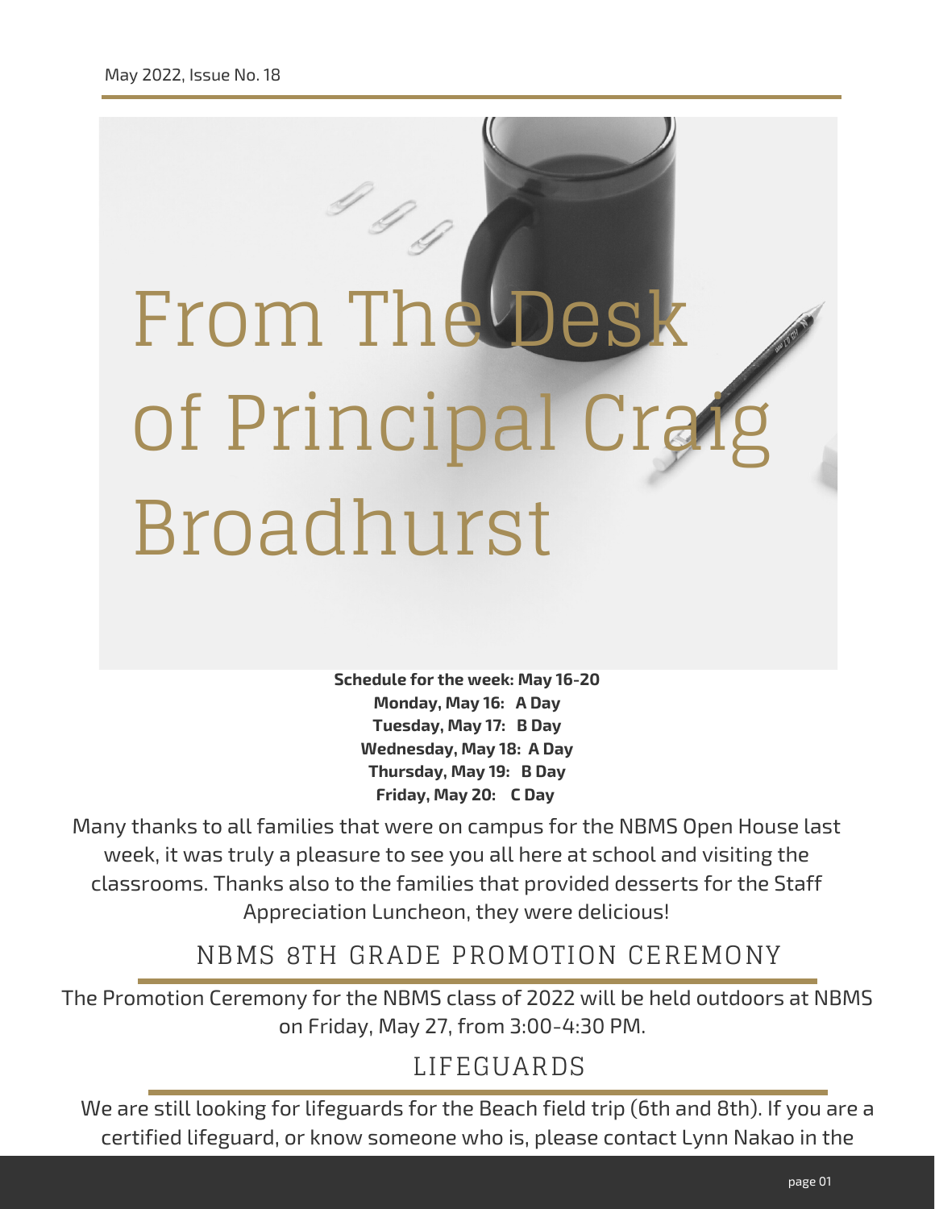May 2022, Issue No. 18

# From The Desk of Principal Craig Broadhurst

**Schedule for the week: May 16-20**
**Monday, May 16: A Day**
**Tuesday, May 17: B Day**
**Wednesday, May 18: A Day**
**Thursday, May 19: B Day**
**Friday, May 20: C Day**

Many thanks to all families that were on campus for the NBMS Open House last week, it was truly a pleasure to see you all here at school and visiting the classrooms. Thanks also to the families that provided desserts for the Staff Appreciation Luncheon, they were delicious!

## NBMS 8TH GRADE PROMOTION CEREMONY

The Promotion Ceremony for the NBMS class of 2022 will be held outdoors at NBMS on Friday, May 27, from 3:00-4:30 PM.

## LIFEGUARDS

We are still looking for lifeguards for the Beach field trip (6th and 8th). If you are a certified lifeguard, or know someone who is, please contact Lynn Nakao in the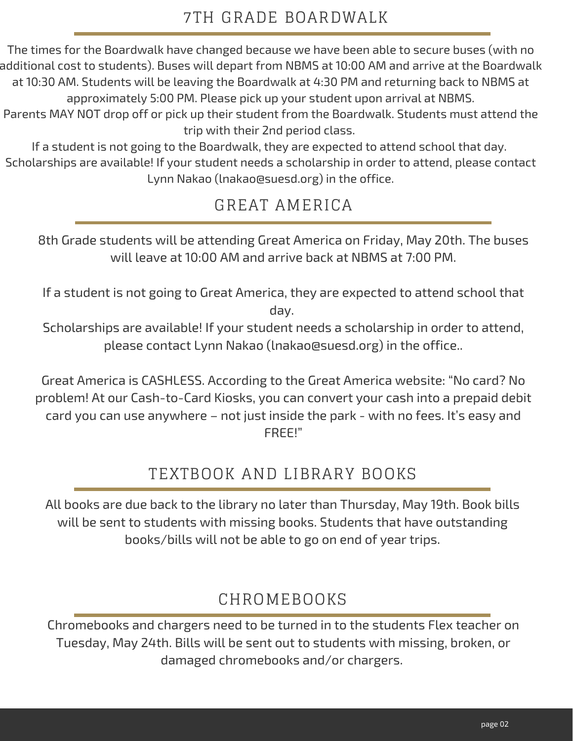## 7TH GRADE BOARDWALK

The times for the Boardwalk have changed because we have been able to secure buses (with no additional cost to students). Buses will depart from NBMS at 10:00 AM and arrive at the Boardwalk at 10:30 AM. Students will be leaving the Boardwalk at 4:30 PM and returning back to NBMS at approximately 5:00 PM. Please pick up your student upon arrival at NBMS.
Parents MAY NOT drop off or pick up their student from the Boardwalk. Students must attend the trip with their 2nd period class.
If a student is not going to the Boardwalk, they are expected to attend school that day.
Scholarships are available! If your student needs a scholarship in order to attend, please contact Lynn Nakao (lnakao@suesd.org) in the office.

## GREAT AMERICA

8th Grade students will be attending Great America on Friday, May 20th. The buses will leave at 10:00 AM and arrive back at NBMS at 7:00 PM.

If a student is not going to Great America, they are expected to attend school that day.
Scholarships are available! If your student needs a scholarship in order to attend, please contact Lynn Nakao (lnakao@suesd.org) in the office..

Great America is CASHLESS. According to the Great America website: "No card? No problem! At our Cash-to-Card Kiosks, you can convert your cash into a prepaid debit card you can use anywhere – not just inside the park - with no fees. It's easy and FREE!"

## TEXTBOOK AND LIBRARY BOOKS

All books are due back to the library no later than Thursday, May 19th. Book bills will be sent to students with missing books. Students that have outstanding books/bills will not be able to go on end of year trips.

## CHROMEBOOKS

Chromebooks and chargers need to be turned in to the students Flex teacher on Tuesday, May 24th. Bills will be sent out to students with missing, broken, or damaged chromebooks and/or chargers.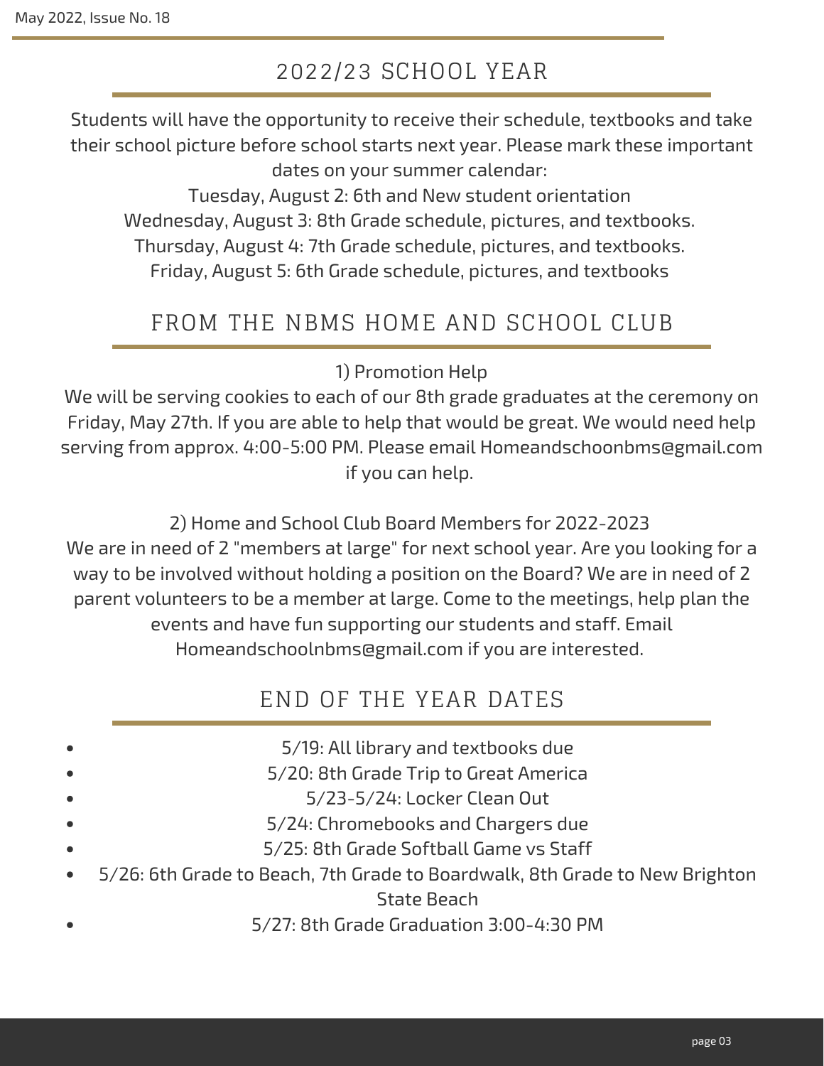## 2022/23 SCHOOL YEAR

Students will have the opportunity to receive their schedule, textbooks and take their school picture before school starts next year. Please mark these important dates on your summer calendar:

Tuesday, August 2: 6th and New student orientation
Wednesday, August 3: 8th Grade schedule, pictures, and textbooks.
Thursday, August 4: 7th Grade schedule, pictures, and textbooks.
Friday, August 5: 6th Grade schedule, pictures, and textbooks

## FROM THE NBMS HOME AND SCHOOL CLUB

1) Promotion Help

We will be serving cookies to each of our 8th grade graduates at the ceremony on Friday, May 27th. If you are able to help that would be great. We would need help serving from approx. 4:00-5:00 PM. Please email Homeandschoonbms@gmail.com if you can help.

2) Home and School Club Board Members for 2022-2023

We are in need of 2 "members at large" for next school year. Are you looking for a way to be involved without holding a position on the Board? We are in need of 2 parent volunteers to be a member at large. Come to the meetings, help plan the events and have fun supporting our students and staff. Email Homeandschoolnbms@gmail.com if you are interested.

## END OF THE YEAR DATES

- 5/19: All library and textbooks due
- 5/20: 8th Grade Trip to Great America
- 5/23-5/24: Locker Clean Out
- 5/24: Chromebooks and Chargers due
- 5/25: 8th Grade Softball Game vs Staff
- 5/26: 6th Grade to Beach, 7th Grade to Boardwalk, 8th Grade to New Brighton State Beach
- 5/27: 8th Grade Graduation 3:00-4:30 PM